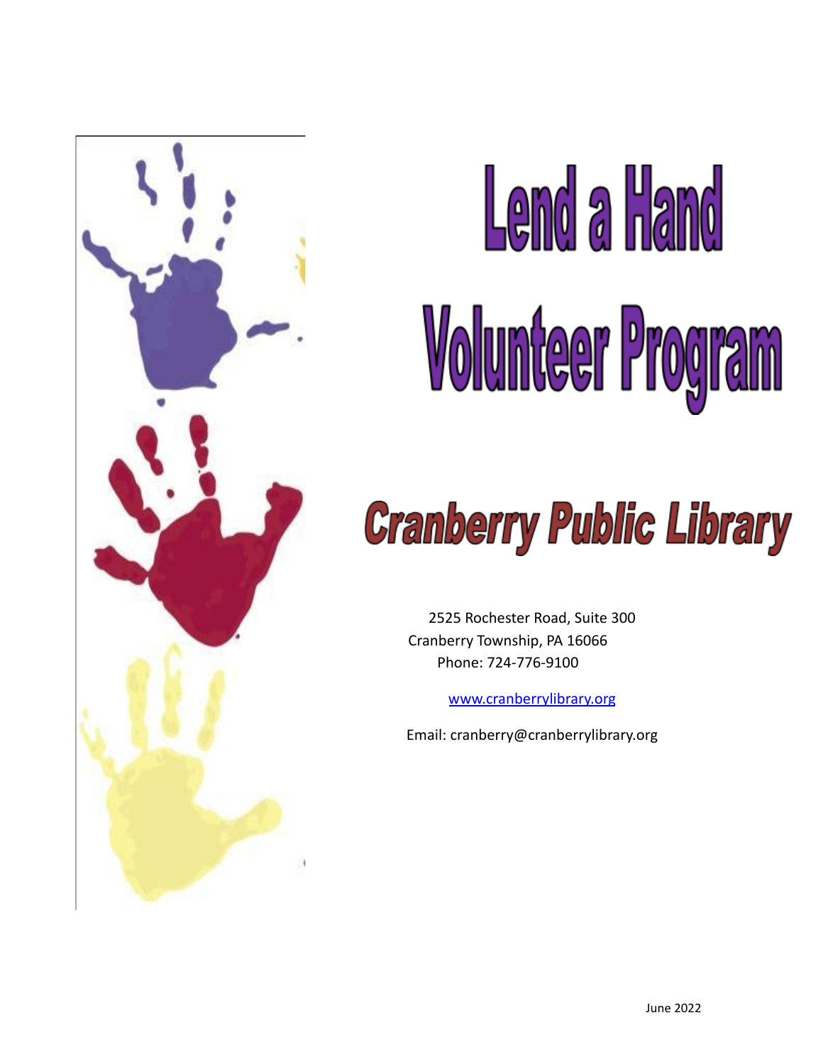# Lend a Hand Volunteer Program

## Cranberry Public Library

2525 Rochester Road, Suite 300
Cranberry Township, PA 16066
Phone: 724-776-9100

www.cranberrylibrary.org

Email: cranberry@cranberrylibrary.org

June 2022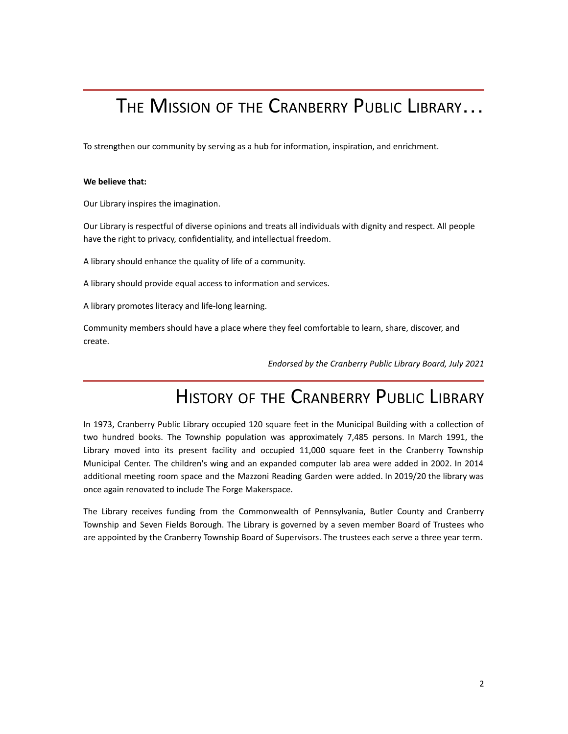# The Mission of the Cranberry Public Library…

To strengthen our community by serving as a hub for information, inspiration, and enrichment.

**We believe that:**

Our Library inspires the imagination.

Our Library is respectful of diverse opinions and treats all individuals with dignity and respect. All people have the right to privacy, confidentiality, and intellectual freedom.

A library should enhance the quality of life of a community.

A library should provide equal access to information and services.

A library promotes literacy and life-long learning.

Community members should have a place where they feel comfortable to learn, share, discover, and create.

*Endorsed by the Cranberry Public Library Board, July 2021*

# History of the Cranberry Public Library

In 1973, Cranberry Public Library occupied 120 square feet in the Municipal Building with a collection of two hundred books. The Township population was approximately 7,485 persons. In March 1991, the Library moved into its present facility and occupied 11,000 square feet in the Cranberry Township Municipal Center. The children's wing and an expanded computer lab area were added in 2002. In 2014 additional meeting room space and the Mazzoni Reading Garden were added. In 2019/20 the library was once again renovated to include The Forge Makerspace.

The Library receives funding from the Commonwealth of Pennsylvania, Butler County and Cranberry Township and Seven Fields Borough. The Library is governed by a seven member Board of Trustees who are appointed by the Cranberry Township Board of Supervisors. The trustees each serve a three year term.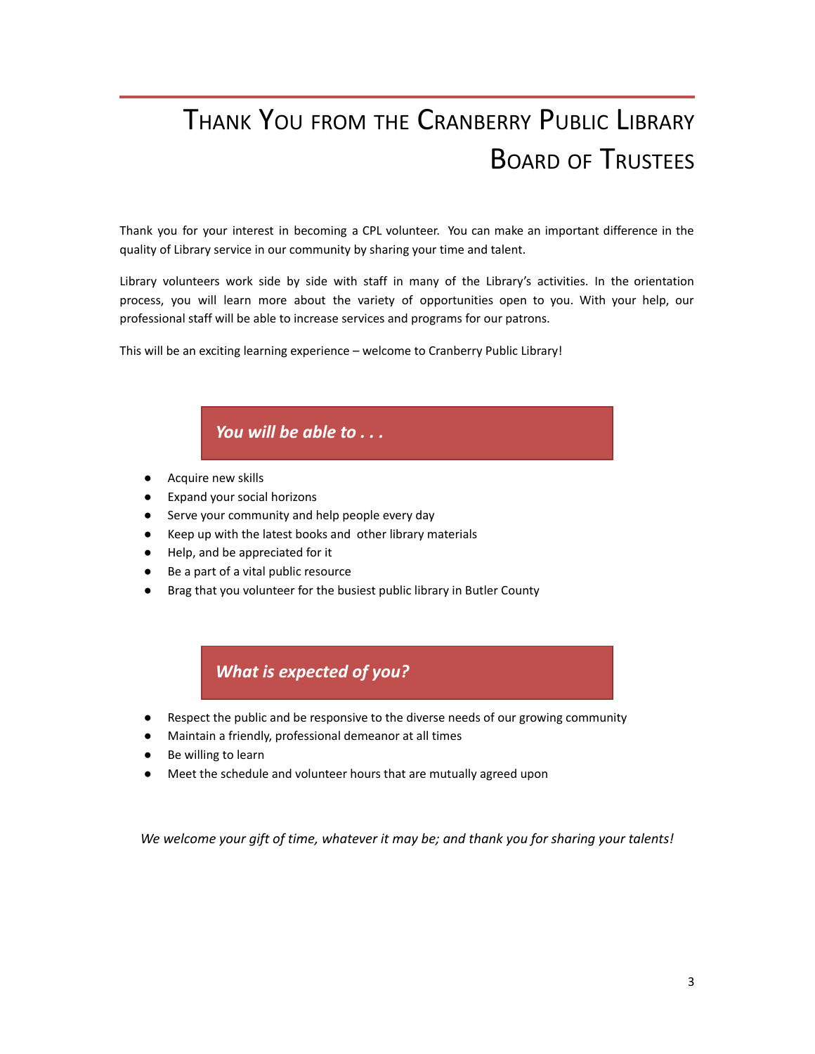# Thank You from the Cranberry Public Library Board of Trustees

Thank you for your interest in becoming a CPL volunteer. You can make an important difference in the quality of Library service in our community by sharing your time and talent.

Library volunteers work side by side with staff in many of the Library's activities. In the orientation process, you will learn more about the variety of opportunities open to you. With your help, our professional staff will be able to increase services and programs for our patrons.

This will be an exciting learning experience – welcome to Cranberry Public Library!

## *You will be able to . . .*

- Acquire new skills
- Expand your social horizons
- Serve your community and help people every day
- Keep up with the latest books and other library materials
- Help, and be appreciated for it
- Be a part of a vital public resource
- Brag that you volunteer for the busiest public library in Butler County

## *What is expected of you?*

- Respect the public and be responsive to the diverse needs of our growing community
- Maintain a friendly, professional demeanor at all times
- Be willing to learn
- Meet the schedule and volunteer hours that are mutually agreed upon

*We welcome your gift of time, whatever it may be; and thank you for sharing your talents!*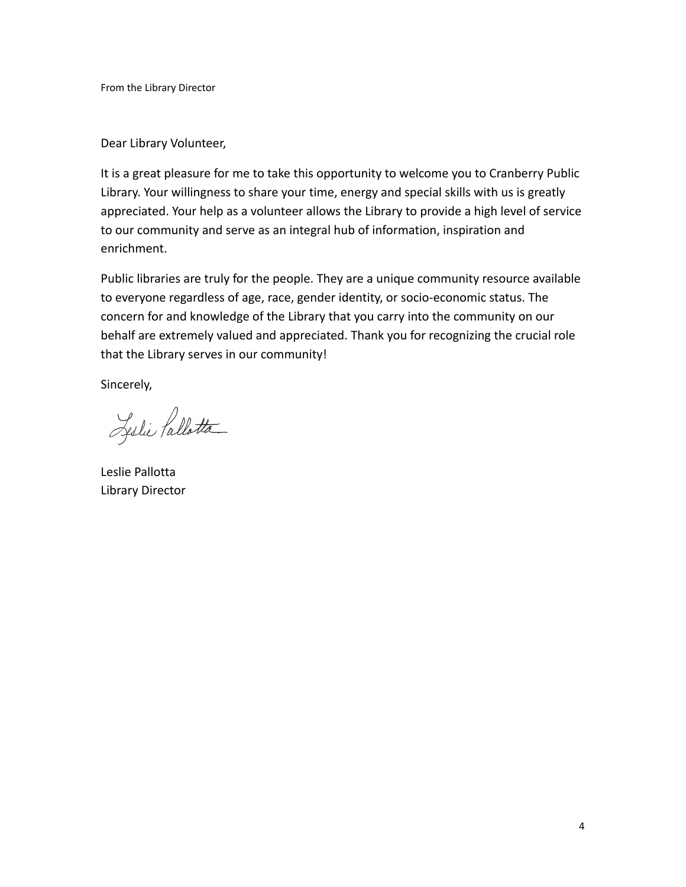From the Library Director

Dear Library Volunteer,

It is a great pleasure for me to take this opportunity to welcome you to Cranberry Public Library. Your willingness to share your time, energy and special skills with us is greatly appreciated. Your help as a volunteer allows the Library to provide a high level of service to our community and serve as an integral hub of information, inspiration and enrichment.

Public libraries are truly for the people. They are a unique community resource available to everyone regardless of age, race, gender identity, or socio-economic status. The concern for and knowledge of the Library that you carry into the community on our behalf are extremely valued and appreciated. Thank you for recognizing the crucial role that the Library serves in our community!

Sincerely,

Leslie Pallotta
Library Director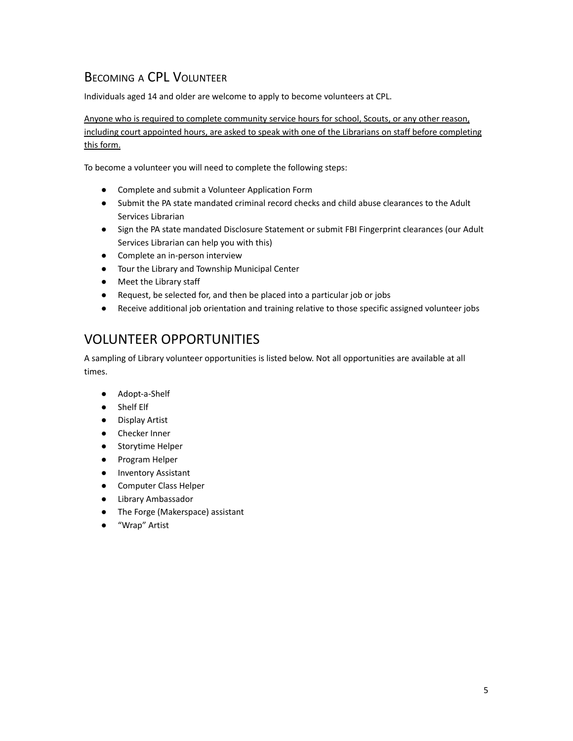## Becoming a CPL Volunteer

Individuals aged 14 and older are welcome to apply to become volunteers at CPL.

<u>Anyone who is required to complete community service hours for school, Scouts, or any other reason, including court appointed hours, are asked to speak with one of the Librarians on staff before completing this form.</u>

To become a volunteer you will need to complete the following steps:

- Complete and submit a Volunteer Application Form
- Submit the PA state mandated criminal record checks and child abuse clearances to the Adult Services Librarian
- Sign the PA state mandated Disclosure Statement or submit FBI Fingerprint clearances (our Adult Services Librarian can help you with this)
- Complete an in-person interview
- Tour the Library and Township Municipal Center
- Meet the Library staff
- Request, be selected for, and then be placed into a particular job or jobs
- Receive additional job orientation and training relative to those specific assigned volunteer jobs

## VOLUNTEER OPPORTUNITIES

A sampling of Library volunteer opportunities is listed below. Not all opportunities are available at all times.

- Adopt-a-Shelf
- Shelf Elf
- Display Artist
- Checker Inner
- Storytime Helper
- Program Helper
- Inventory Assistant
- Computer Class Helper
- Library Ambassador
- The Forge (Makerspace) assistant
- "Wrap" Artist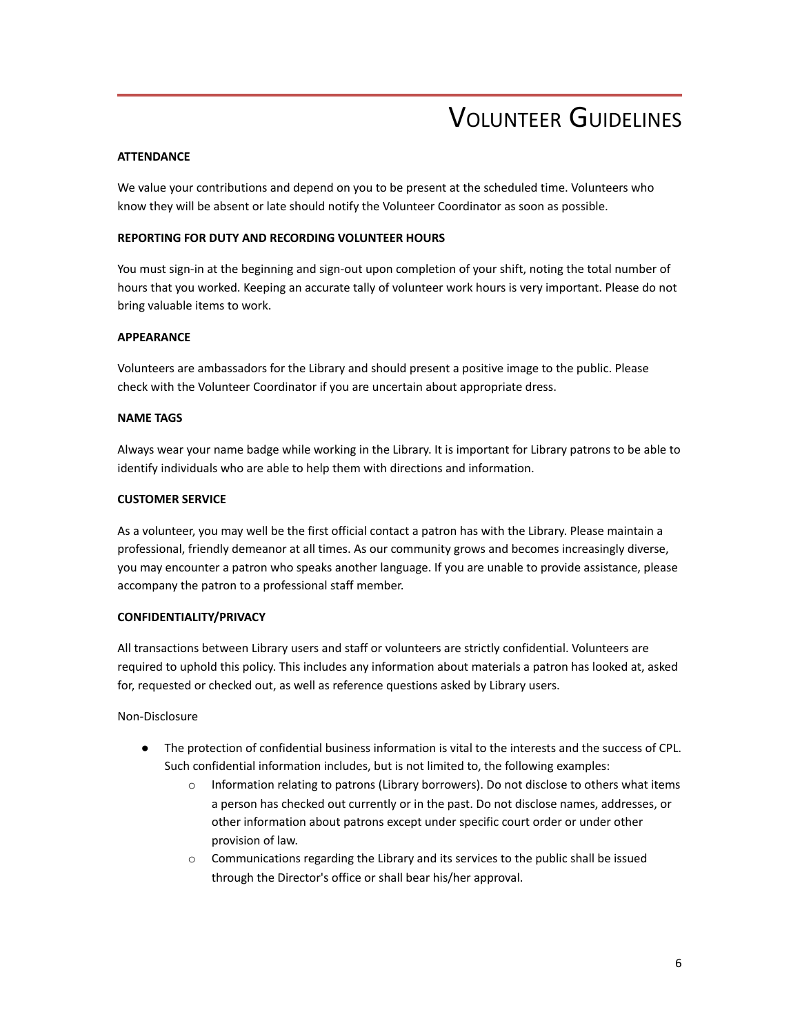# Volunteer Guidelines

**ATTENDANCE**

We value your contributions and depend on you to be present at the scheduled time. Volunteers who know they will be absent or late should notify the Volunteer Coordinator as soon as possible.

**REPORTING FOR DUTY AND RECORDING VOLUNTEER HOURS**

You must sign-in at the beginning and sign-out upon completion of your shift, noting the total number of hours that you worked. Keeping an accurate tally of volunteer work hours is very important. Please do not bring valuable items to work.

**APPEARANCE**

Volunteers are ambassadors for the Library and should present a positive image to the public. Please check with the Volunteer Coordinator if you are uncertain about appropriate dress.

**NAME TAGS**

Always wear your name badge while working in the Library. It is important for Library patrons to be able to identify individuals who are able to help them with directions and information.

**CUSTOMER SERVICE**

As a volunteer, you may well be the first official contact a patron has with the Library. Please maintain a professional, friendly demeanor at all times. As our community grows and becomes increasingly diverse, you may encounter a patron who speaks another language. If you are unable to provide assistance, please accompany the patron to a professional staff member.

**CONFIDENTIALITY/PRIVACY**

All transactions between Library users and staff or volunteers are strictly confidential. Volunteers are required to uphold this policy. This includes any information about materials a patron has looked at, asked for, requested or checked out, as well as reference questions asked by Library users.

Non-Disclosure

- The protection of confidential business information is vital to the interests and the success of CPL. Such confidential information includes, but is not limited to, the following examples:
    - Information relating to patrons (Library borrowers). Do not disclose to others what items a person has checked out currently or in the past. Do not disclose names, addresses, or other information about patrons except under specific court order or under other provision of law.
    - Communications regarding the Library and its services to the public shall be issued through the Director's office or shall bear his/her approval.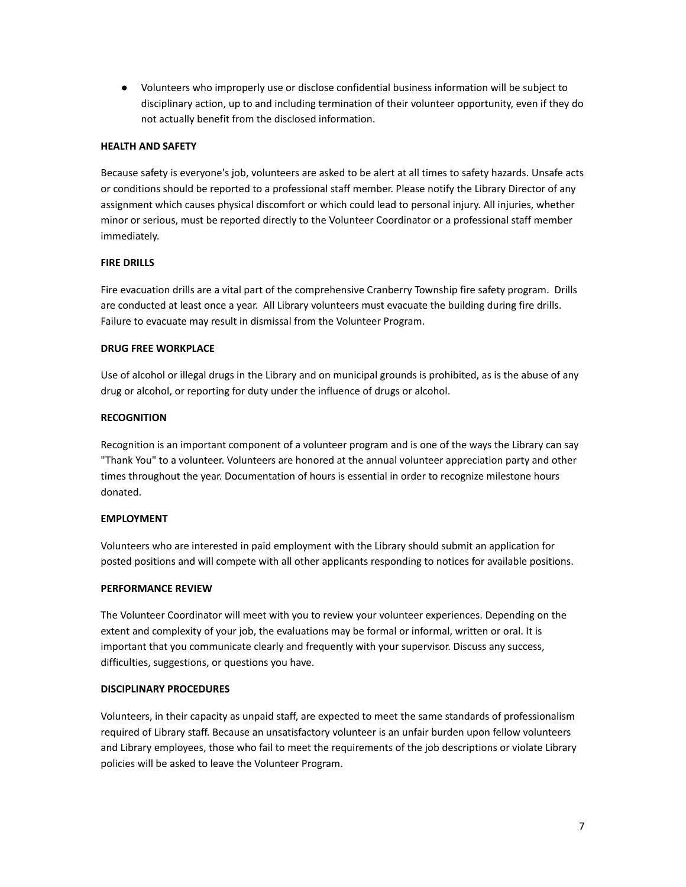- Volunteers who improperly use or disclose confidential business information will be subject to disciplinary action, up to and including termination of their volunteer opportunity, even if they do not actually benefit from the disclosed information.

**HEALTH AND SAFETY**

Because safety is everyone's job, volunteers are asked to be alert at all times to safety hazards. Unsafe acts or conditions should be reported to a professional staff member. Please notify the Library Director of any assignment which causes physical discomfort or which could lead to personal injury. All injuries, whether minor or serious, must be reported directly to the Volunteer Coordinator or a professional staff member immediately.

**FIRE DRILLS**

Fire evacuation drills are a vital part of the comprehensive Cranberry Township fire safety program. Drills are conducted at least once a year. All Library volunteers must evacuate the building during fire drills. Failure to evacuate may result in dismissal from the Volunteer Program.

**DRUG FREE WORKPLACE**

Use of alcohol or illegal drugs in the Library and on municipal grounds is prohibited, as is the abuse of any drug or alcohol, or reporting for duty under the influence of drugs or alcohol.

**RECOGNITION**

Recognition is an important component of a volunteer program and is one of the ways the Library can say "Thank You" to a volunteer. Volunteers are honored at the annual volunteer appreciation party and other times throughout the year. Documentation of hours is essential in order to recognize milestone hours donated.

**EMPLOYMENT**

Volunteers who are interested in paid employment with the Library should submit an application for posted positions and will compete with all other applicants responding to notices for available positions.

**PERFORMANCE REVIEW**

The Volunteer Coordinator will meet with you to review your volunteer experiences. Depending on the extent and complexity of your job, the evaluations may be formal or informal, written or oral. It is important that you communicate clearly and frequently with your supervisor. Discuss any success, difficulties, suggestions, or questions you have.

**DISCIPLINARY PROCEDURES**

Volunteers, in their capacity as unpaid staff, are expected to meet the same standards of professionalism required of Library staff. Because an unsatisfactory volunteer is an unfair burden upon fellow volunteers and Library employees, those who fail to meet the requirements of the job descriptions or violate Library policies will be asked to leave the Volunteer Program.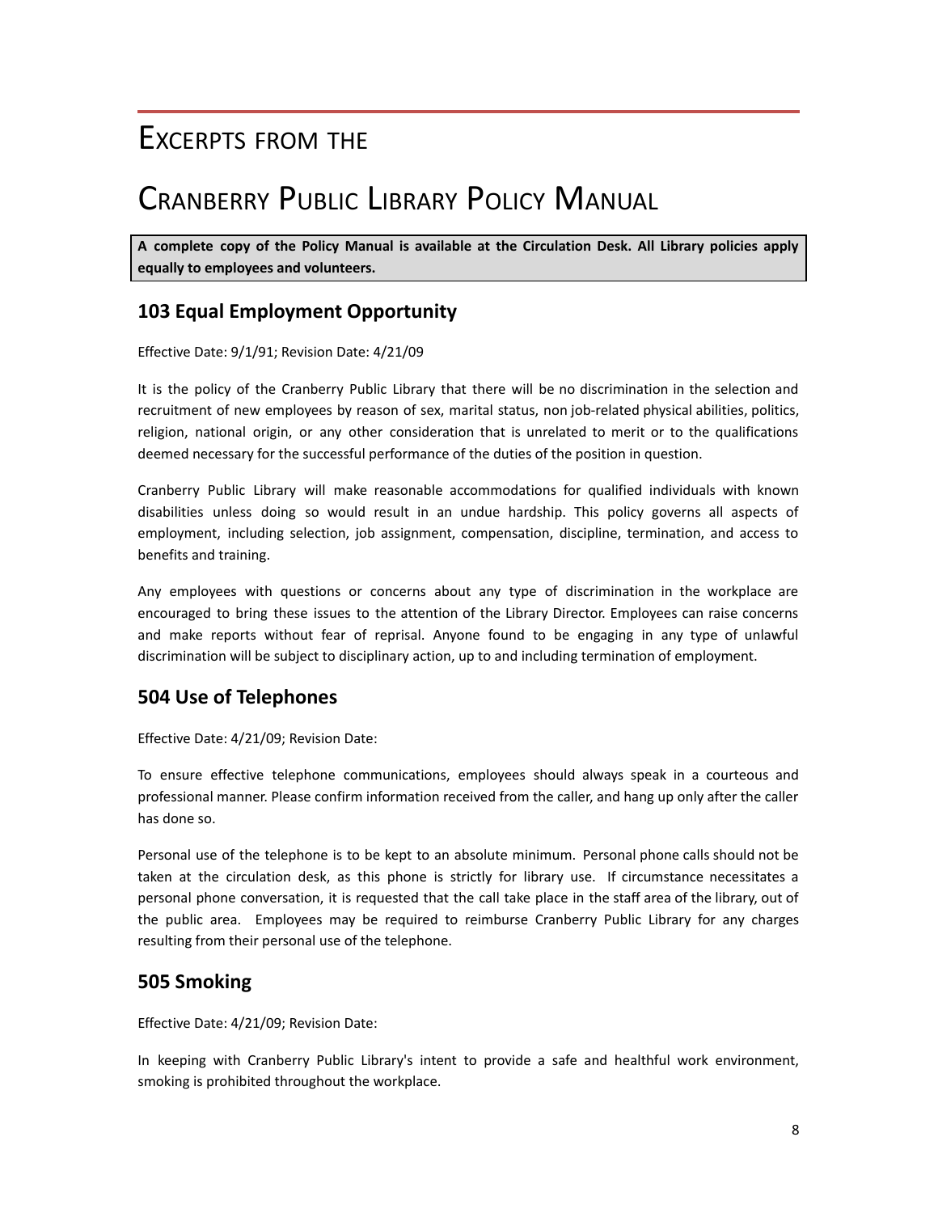# Excerpts from the

# Cranberry Public Library Policy Manual

**A complete copy of the Policy Manual is available at the Circulation Desk. All Library policies apply equally to employees and volunteers.**

## 103 Equal Employment Opportunity

Effective Date: 9/1/91; Revision Date: 4/21/09

It is the policy of the Cranberry Public Library that there will be no discrimination in the selection and recruitment of new employees by reason of sex, marital status, non job-related physical abilities, politics, religion, national origin, or any other consideration that is unrelated to merit or to the qualifications deemed necessary for the successful performance of the duties of the position in question.

Cranberry Public Library will make reasonable accommodations for qualified individuals with known disabilities unless doing so would result in an undue hardship. This policy governs all aspects of employment, including selection, job assignment, compensation, discipline, termination, and access to benefits and training.

Any employees with questions or concerns about any type of discrimination in the workplace are encouraged to bring these issues to the attention of the Library Director. Employees can raise concerns and make reports without fear of reprisal. Anyone found to be engaging in any type of unlawful discrimination will be subject to disciplinary action, up to and including termination of employment.

## 504 Use of Telephones

Effective Date: 4/21/09; Revision Date:

To ensure effective telephone communications, employees should always speak in a courteous and professional manner. Please confirm information received from the caller, and hang up only after the caller has done so.

Personal use of the telephone is to be kept to an absolute minimum. Personal phone calls should not be taken at the circulation desk, as this phone is strictly for library use. If circumstance necessitates a personal phone conversation, it is requested that the call take place in the staff area of the library, out of the public area. Employees may be required to reimburse Cranberry Public Library for any charges resulting from their personal use of the telephone.

## 505 Smoking

Effective Date: 4/21/09; Revision Date:

In keeping with Cranberry Public Library's intent to provide a safe and healthful work environment, smoking is prohibited throughout the workplace.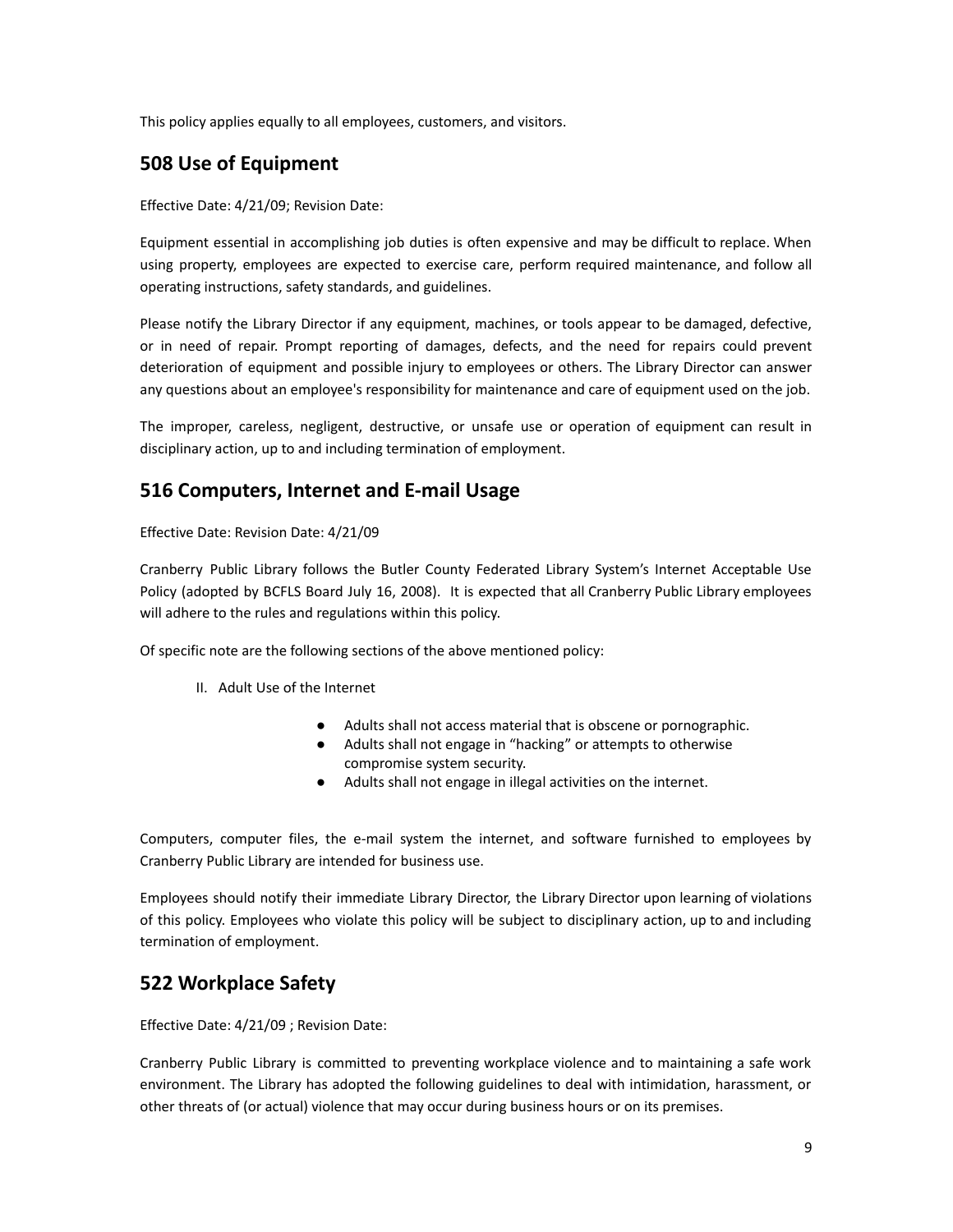This policy applies equally to all employees, customers, and visitors.

## 508 Use of Equipment

Effective Date: 4/21/09; Revision Date:

Equipment essential in accomplishing job duties is often expensive and may be difficult to replace. When using property, employees are expected to exercise care, perform required maintenance, and follow all operating instructions, safety standards, and guidelines.

Please notify the Library Director if any equipment, machines, or tools appear to be damaged, defective, or in need of repair. Prompt reporting of damages, defects, and the need for repairs could prevent deterioration of equipment and possible injury to employees or others. The Library Director can answer any questions about an employee's responsibility for maintenance and care of equipment used on the job.

The improper, careless, negligent, destructive, or unsafe use or operation of equipment can result in disciplinary action, up to and including termination of employment.

## 516 Computers, Internet and E-mail Usage

Effective Date: Revision Date: 4/21/09

Cranberry Public Library follows the Butler County Federated Library System's Internet Acceptable Use Policy (adopted by BCFLS Board July 16, 2008). It is expected that all Cranberry Public Library employees will adhere to the rules and regulations within this policy.

Of specific note are the following sections of the above mentioned policy:

II. Adult Use of the Internet

- Adults shall not access material that is obscene or pornographic.
- Adults shall not engage in "hacking" or attempts to otherwise compromise system security.
- Adults shall not engage in illegal activities on the internet.

Computers, computer files, the e-mail system the internet, and software furnished to employees by Cranberry Public Library are intended for business use.

Employees should notify their immediate Library Director, the Library Director upon learning of violations of this policy. Employees who violate this policy will be subject to disciplinary action, up to and including termination of employment.

## 522 Workplace Safety

Effective Date: 4/21/09 ; Revision Date:

Cranberry Public Library is committed to preventing workplace violence and to maintaining a safe work environment. The Library has adopted the following guidelines to deal with intimidation, harassment, or other threats of (or actual) violence that may occur during business hours or on its premises.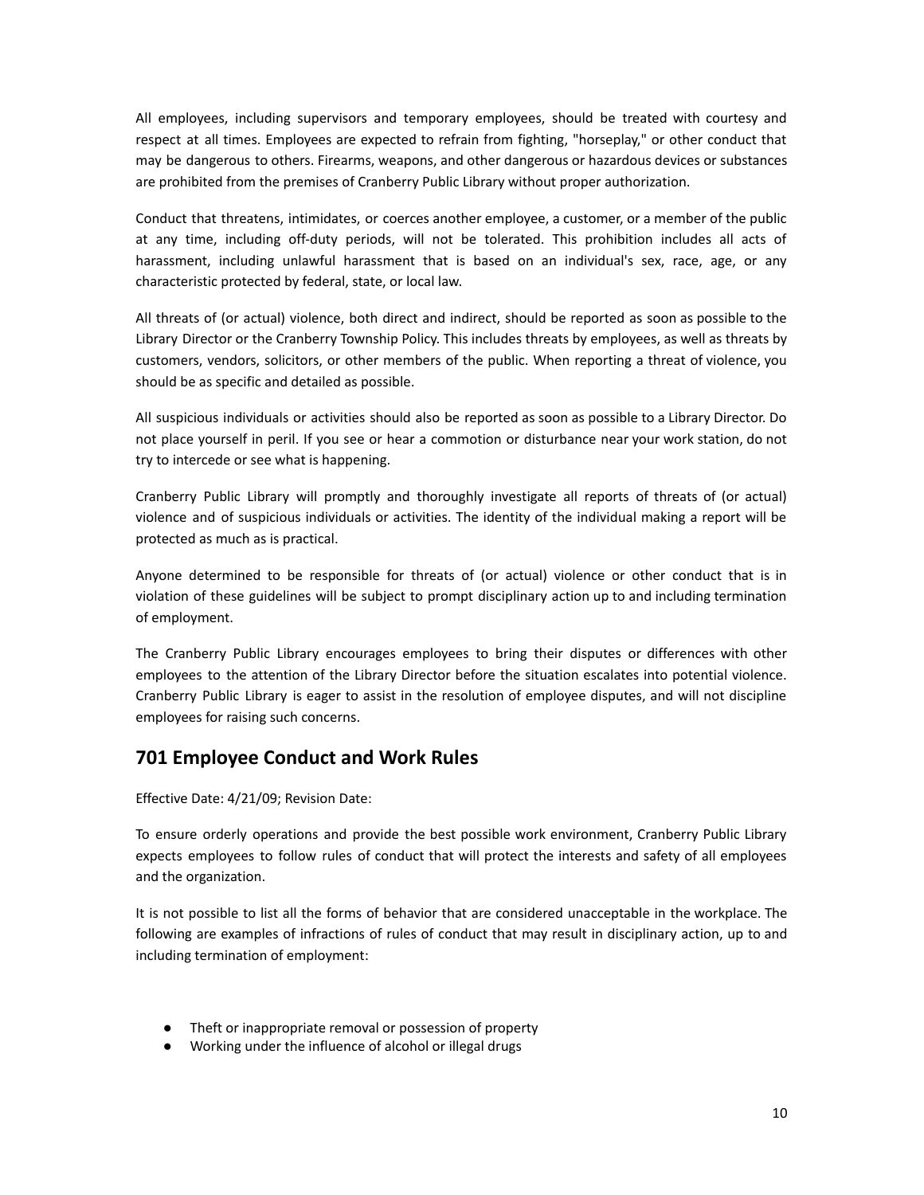All employees, including supervisors and temporary employees, should be treated with courtesy and respect at all times. Employees are expected to refrain from fighting, "horseplay," or other conduct that may be dangerous to others. Firearms, weapons, and other dangerous or hazardous devices or substances are prohibited from the premises of Cranberry Public Library without proper authorization.

Conduct that threatens, intimidates, or coerces another employee, a customer, or a member of the public at any time, including off-duty periods, will not be tolerated. This prohibition includes all acts of harassment, including unlawful harassment that is based on an individual's sex, race, age, or any characteristic protected by federal, state, or local law.

All threats of (or actual) violence, both direct and indirect, should be reported as soon as possible to the Library Director or the Cranberry Township Policy. This includes threats by employees, as well as threats by customers, vendors, solicitors, or other members of the public. When reporting a threat of violence, you should be as specific and detailed as possible.

All suspicious individuals or activities should also be reported as soon as possible to a Library Director. Do not place yourself in peril. If you see or hear a commotion or disturbance near your work station, do not try to intercede or see what is happening.

Cranberry Public Library will promptly and thoroughly investigate all reports of threats of (or actual) violence and of suspicious individuals or activities. The identity of the individual making a report will be protected as much as is practical.

Anyone determined to be responsible for threats of (or actual) violence or other conduct that is in violation of these guidelines will be subject to prompt disciplinary action up to and including termination of employment.

The Cranberry Public Library encourages employees to bring their disputes or differences with other employees to the attention of the Library Director before the situation escalates into potential violence. Cranberry Public Library is eager to assist in the resolution of employee disputes, and will not discipline employees for raising such concerns.

## 701 Employee Conduct and Work Rules

Effective Date: 4/21/09; Revision Date:

To ensure orderly operations and provide the best possible work environment, Cranberry Public Library expects employees to follow rules of conduct that will protect the interests and safety of all employees and the organization.

It is not possible to list all the forms of behavior that are considered unacceptable in the workplace. The following are examples of infractions of rules of conduct that may result in disciplinary action, up to and including termination of employment:

- Theft or inappropriate removal or possession of property
- Working under the influence of alcohol or illegal drugs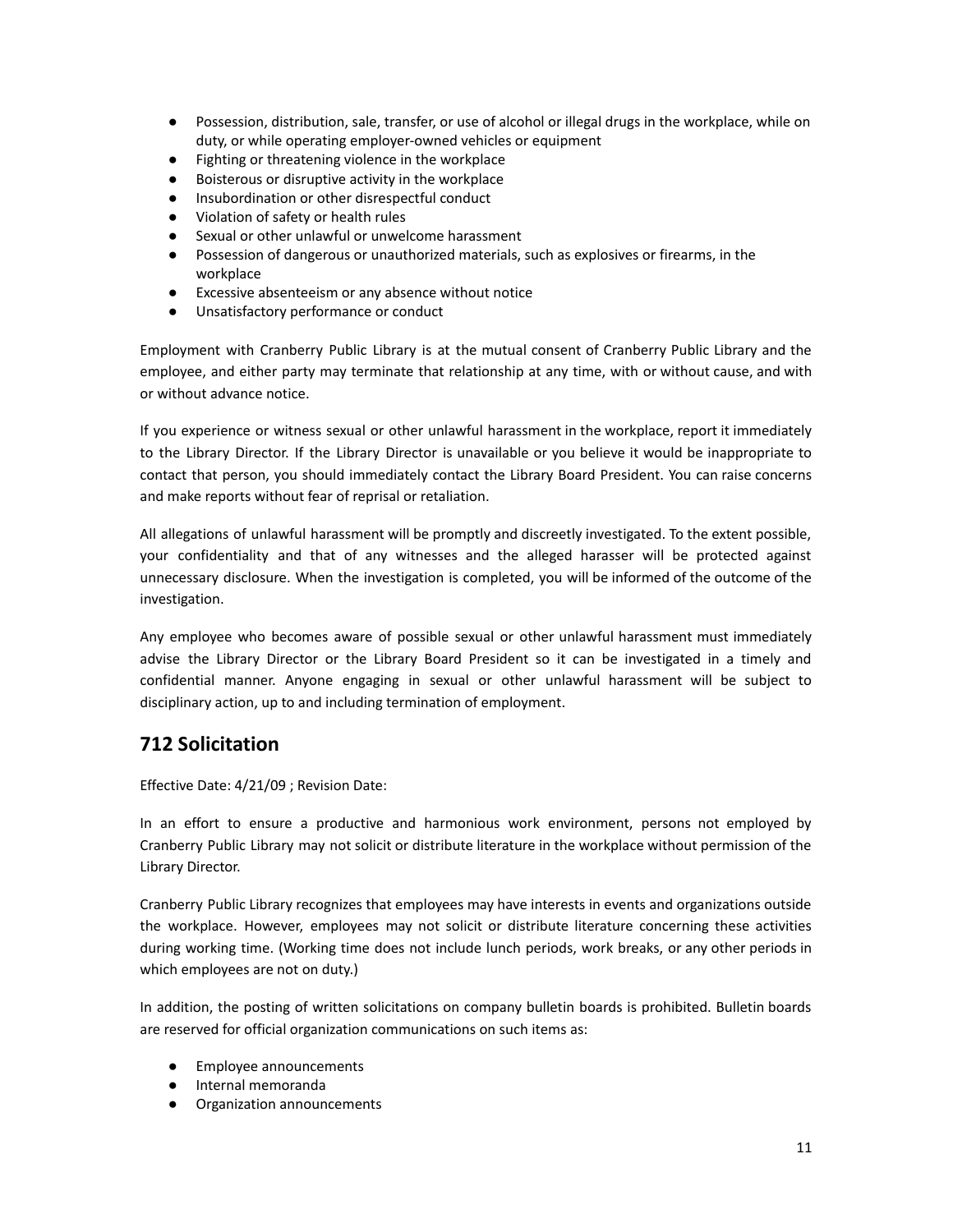- Possession, distribution, sale, transfer, or use of alcohol or illegal drugs in the workplace, while on duty, or while operating employer-owned vehicles or equipment
- Fighting or threatening violence in the workplace
- Boisterous or disruptive activity in the workplace
- Insubordination or other disrespectful conduct
- Violation of safety or health rules
- Sexual or other unlawful or unwelcome harassment
- Possession of dangerous or unauthorized materials, such as explosives or firearms, in the workplace
- Excessive absenteeism or any absence without notice
- Unsatisfactory performance or conduct

Employment with Cranberry Public Library is at the mutual consent of Cranberry Public Library and the employee, and either party may terminate that relationship at any time, with or without cause, and with or without advance notice.

If you experience or witness sexual or other unlawful harassment in the workplace, report it immediately to the Library Director. If the Library Director is unavailable or you believe it would be inappropriate to contact that person, you should immediately contact the Library Board President. You can raise concerns and make reports without fear of reprisal or retaliation.

All allegations of unlawful harassment will be promptly and discreetly investigated. To the extent possible, your confidentiality and that of any witnesses and the alleged harasser will be protected against unnecessary disclosure. When the investigation is completed, you will be informed of the outcome of the investigation.

Any employee who becomes aware of possible sexual or other unlawful harassment must immediately advise the Library Director or the Library Board President so it can be investigated in a timely and confidential manner. Anyone engaging in sexual or other unlawful harassment will be subject to disciplinary action, up to and including termination of employment.

## 712 Solicitation

Effective Date: 4/21/09 ; Revision Date:

In an effort to ensure a productive and harmonious work environment, persons not employed by Cranberry Public Library may not solicit or distribute literature in the workplace without permission of the Library Director.

Cranberry Public Library recognizes that employees may have interests in events and organizations outside the workplace. However, employees may not solicit or distribute literature concerning these activities during working time. (Working time does not include lunch periods, work breaks, or any other periods in which employees are not on duty.)

In addition, the posting of written solicitations on company bulletin boards is prohibited. Bulletin boards are reserved for official organization communications on such items as:

- Employee announcements
- Internal memoranda
- Organization announcements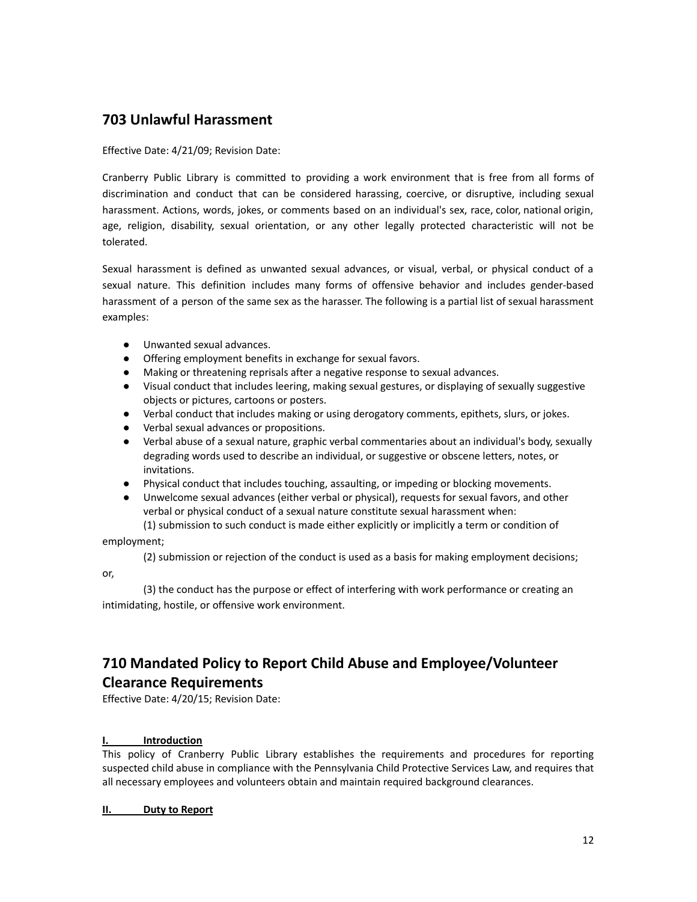## 703 Unlawful Harassment

Effective Date: 4/21/09; Revision Date:

Cranberry Public Library is committed to providing a work environment that is free from all forms of discrimination and conduct that can be considered harassing, coercive, or disruptive, including sexual harassment. Actions, words, jokes, or comments based on an individual's sex, race, color, national origin, age, religion, disability, sexual orientation, or any other legally protected characteristic will not be tolerated.

Sexual harassment is defined as unwanted sexual advances, or visual, verbal, or physical conduct of a sexual nature. This definition includes many forms of offensive behavior and includes gender-based harassment of a person of the same sex as the harasser. The following is a partial list of sexual harassment examples:

- Unwanted sexual advances.
- Offering employment benefits in exchange for sexual favors.
- Making or threatening reprisals after a negative response to sexual advances.
- Visual conduct that includes leering, making sexual gestures, or displaying of sexually suggestive objects or pictures, cartoons or posters.
- Verbal conduct that includes making or using derogatory comments, epithets, slurs, or jokes.
- Verbal sexual advances or propositions.
- Verbal abuse of a sexual nature, graphic verbal commentaries about an individual's body, sexually degrading words used to describe an individual, or suggestive or obscene letters, notes, or invitations.
- Physical conduct that includes touching, assaulting, or impeding or blocking movements.
- Unwelcome sexual advances (either verbal or physical), requests for sexual favors, and other verbal or physical conduct of a sexual nature constitute sexual harassment when:

  (1) submission to such conduct is made either explicitly or implicitly a term or condition of employment;

  (2) submission or rejection of the conduct is used as a basis for making employment decisions; or,

  (3) the conduct has the purpose or effect of interfering with work performance or creating an intimidating, hostile, or offensive work environment.

## 710 Mandated Policy to Report Child Abuse and Employee/Volunteer Clearance Requirements

Effective Date: 4/20/15; Revision Date:

**I. Introduction**

This policy of Cranberry Public Library establishes the requirements and procedures for reporting suspected child abuse in compliance with the Pennsylvania Child Protective Services Law, and requires that all necessary employees and volunteers obtain and maintain required background clearances.

**II. Duty to Report**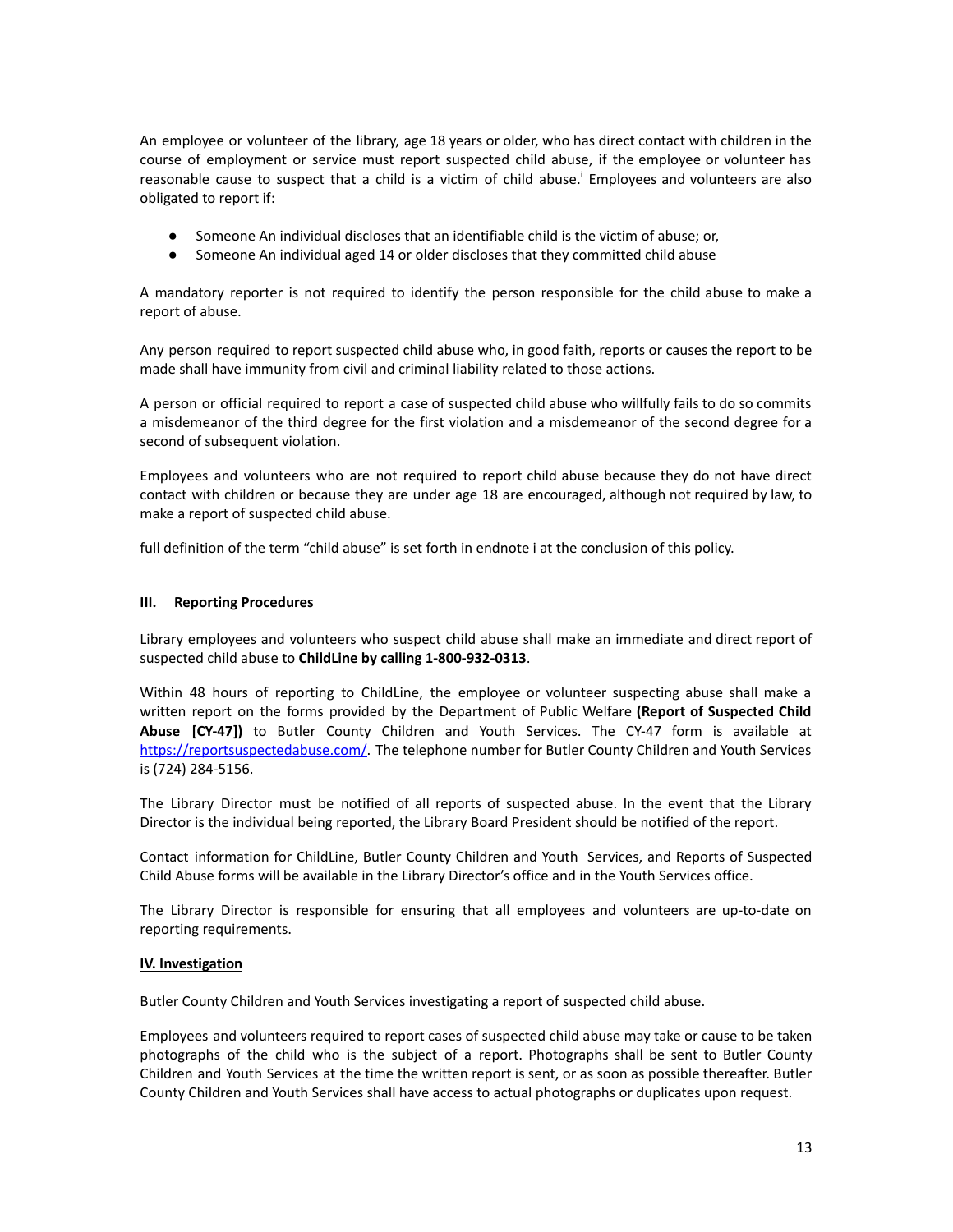An employee or volunteer of the library, age 18 years or older, who has direct contact with children in the course of employment or service must report suspected child abuse, if the employee or volunteer has reasonable cause to suspect that a child is a victim of child abuse.[i] Employees and volunteers are also obligated to report if:

- Someone An individual discloses that an identifiable child is the victim of abuse; or,
- Someone An individual aged 14 or older discloses that they committed child abuse

A mandatory reporter is not required to identify the person responsible for the child abuse to make a report of abuse.

Any person required to report suspected child abuse who, in good faith, reports or causes the report to be made shall have immunity from civil and criminal liability related to those actions.

A person or official required to report a case of suspected child abuse who willfully fails to do so commits a misdemeanor of the third degree for the first violation and a misdemeanor of the second degree for a second of subsequent violation.

Employees and volunteers who are not required to report child abuse because they do not have direct contact with children or because they are under age 18 are encouraged, although not required by law, to make a report of suspected child abuse.

full definition of the term "child abuse" is set forth in endnote i at the conclusion of this policy.

## III. Reporting Procedures

Library employees and volunteers who suspect child abuse shall make an immediate and direct report of suspected child abuse to **ChildLine by calling 1-800-932-0313**.

Within 48 hours of reporting to ChildLine, the employee or volunteer suspecting abuse shall make a written report on the forms provided by the Department of Public Welfare **(Report of Suspected Child Abuse [CY-47])** to Butler County Children and Youth Services. The CY-47 form is available at [https://reportsuspectedabuse.com/](https://reportsuspectedabuse.com/). The telephone number for Butler County Children and Youth Services is (724) 284-5156.

The Library Director must be notified of all reports of suspected abuse. In the event that the Library Director is the individual being reported, the Library Board President should be notified of the report.

Contact information for ChildLine, Butler County Children and Youth Services, and Reports of Suspected Child Abuse forms will be available in the Library Director's office and in the Youth Services office.

The Library Director is responsible for ensuring that all employees and volunteers are up-to-date on reporting requirements.

## IV. Investigation

Butler County Children and Youth Services investigating a report of suspected child abuse.

Employees and volunteers required to report cases of suspected child abuse may take or cause to be taken photographs of the child who is the subject of a report. Photographs shall be sent to Butler County Children and Youth Services at the time the written report is sent, or as soon as possible thereafter. Butler County Children and Youth Services shall have access to actual photographs or duplicates upon request.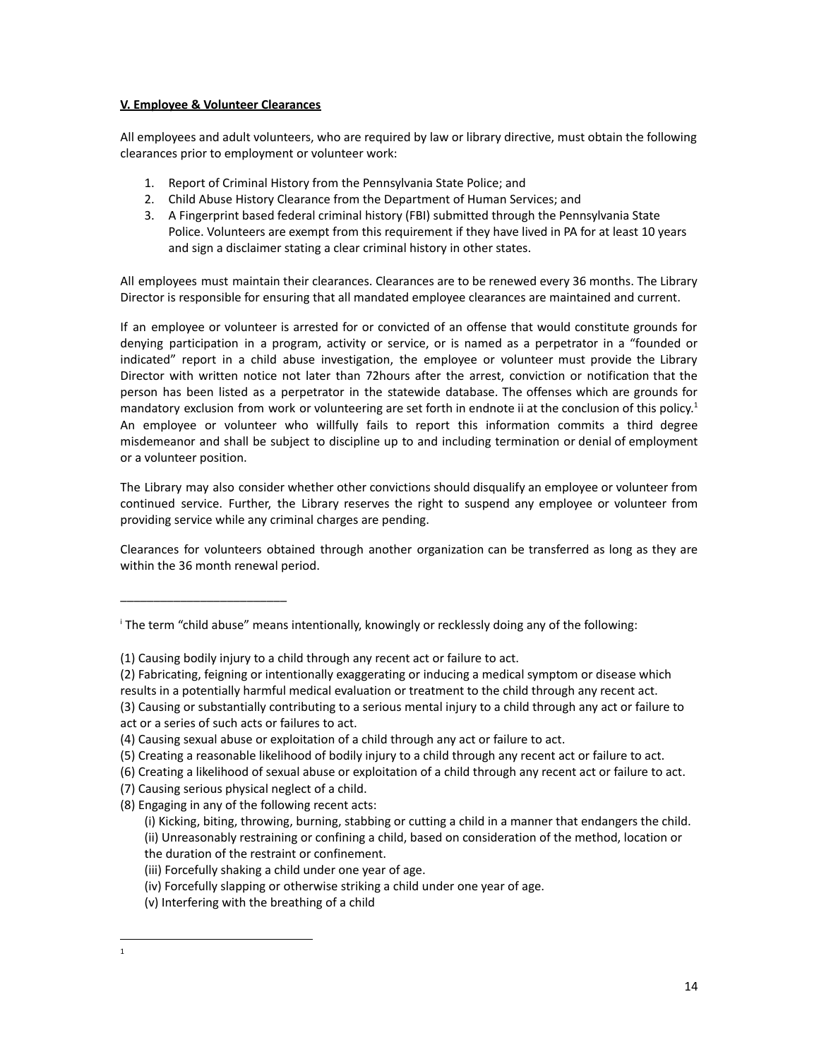**V. Employee & Volunteer Clearances**

All employees and adult volunteers, who are required by law or library directive, must obtain the following clearances prior to employment or volunteer work:

1. Report of Criminal History from the Pennsylvania State Police; and
2. Child Abuse History Clearance from the Department of Human Services; and
3. A Fingerprint based federal criminal history (FBI) submitted through the Pennsylvania State Police. Volunteers are exempt from this requirement if they have lived in PA for at least 10 years and sign a disclaimer stating a clear criminal history in other states.

All employees must maintain their clearances. Clearances are to be renewed every 36 months. The Library Director is responsible for ensuring that all mandated employee clearances are maintained and current.

If an employee or volunteer is arrested for or convicted of an offense that would constitute grounds for denying participation in a program, activity or service, or is named as a perpetrator in a "founded or indicated" report in a child abuse investigation, the employee or volunteer must provide the Library Director with written notice not later than 72hours after the arrest, conviction or notification that the person has been listed as a perpetrator in the statewide database. The offenses which are grounds for mandatory exclusion from work or volunteering are set forth in endnote ii at the conclusion of this policy.[1] An employee or volunteer who willfully fails to report this information commits a third degree misdemeanor and shall be subject to discipline up to and including termination or denial of employment or a volunteer position.

The Library may also consider whether other convictions should disqualify an employee or volunteer from continued service. Further, the Library reserves the right to suspend any employee or volunteer from providing service while any criminal charges are pending.

Clearances for volunteers obtained through another organization can be transferred as long as they are within the 36 month renewal period.

---

[i] The term "child abuse" means intentionally, knowingly or recklessly doing any of the following:

(1) Causing bodily injury to a child through any recent act or failure to act.
(2) Fabricating, feigning or intentionally exaggerating or inducing a medical symptom or disease which results in a potentially harmful medical evaluation or treatment to the child through any recent act.
(3) Causing or substantially contributing to a serious mental injury to a child through any act or failure to act or a series of such acts or failures to act.
(4) Causing sexual abuse or exploitation of a child through any act or failure to act.
(5) Creating a reasonable likelihood of bodily injury to a child through any recent act or failure to act.
(6) Creating a likelihood of sexual abuse or exploitation of a child through any recent act or failure to act.
(7) Causing serious physical neglect of a child.
(8) Engaging in any of the following recent acts:
   (i) Kicking, biting, throwing, burning, stabbing or cutting a child in a manner that endangers the child.
   (ii) Unreasonably restraining or confining a child, based on consideration of the method, location or the duration of the restraint or confinement.
   (iii) Forcefully shaking a child under one year of age.
   (iv) Forcefully slapping or otherwise striking a child under one year of age.
   (v) Interfering with the breathing of a child

---

[1]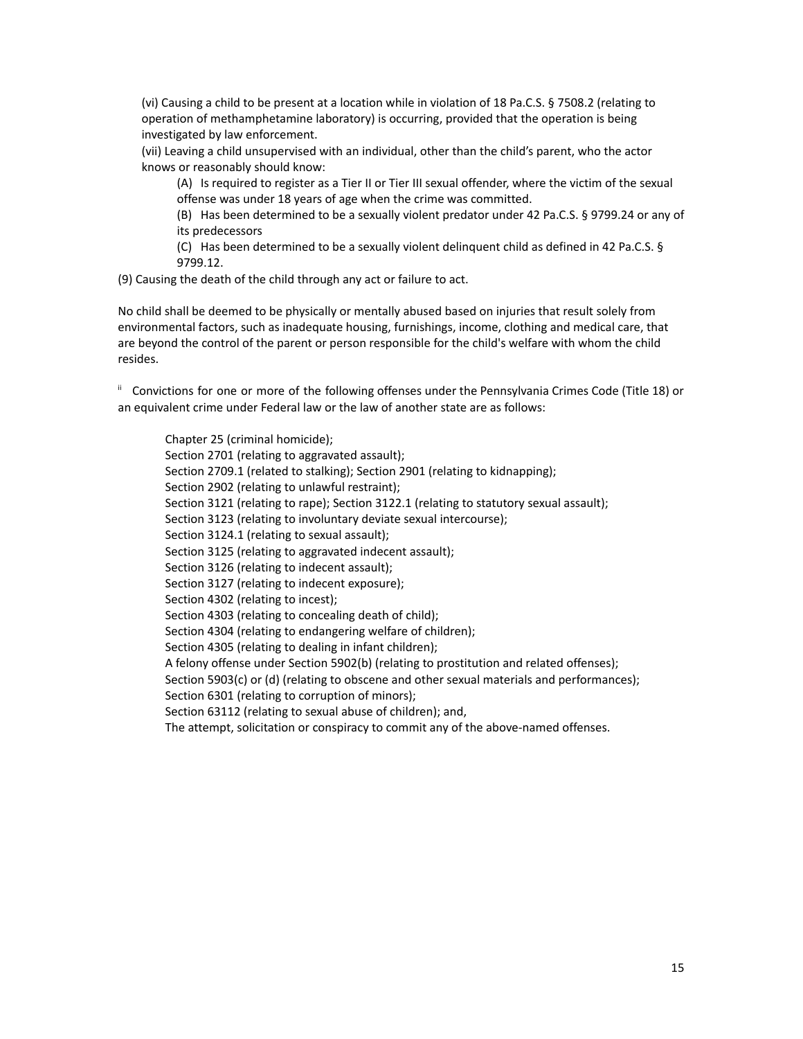(vi) Causing a child to be present at a location while in violation of 18 Pa.C.S. § 7508.2 (relating to operation of methamphetamine laboratory) is occurring, provided that the operation is being investigated by law enforcement.

(vii) Leaving a child unsupervised with an individual, other than the child's parent, who the actor knows or reasonably should know:

(A) Is required to register as a Tier II or Tier III sexual offender, where the victim of the sexual offense was under 18 years of age when the crime was committed.

(B) Has been determined to be a sexually violent predator under 42 Pa.C.S. § 9799.24 or any of its predecessors

(C) Has been determined to be a sexually violent delinquent child as defined in 42 Pa.C.S. § 9799.12.

(9) Causing the death of the child through any act or failure to act.

No child shall be deemed to be physically or mentally abused based on injuries that result solely from environmental factors, such as inadequate housing, furnishings, income, clothing and medical care, that are beyond the control of the parent or person responsible for the child's welfare with whom the child resides.

[ii] Convictions for one or more of the following offenses under the Pennsylvania Crimes Code (Title 18) or an equivalent crime under Federal law or the law of another state are as follows:

Chapter 25 (criminal homicide);
Section 2701 (relating to aggravated assault);
Section 2709.1 (related to stalking); Section 2901 (relating to kidnapping);
Section 2902 (relating to unlawful restraint);
Section 3121 (relating to rape); Section 3122.1 (relating to statutory sexual assault);
Section 3123 (relating to involuntary deviate sexual intercourse);
Section 3124.1 (relating to sexual assault);
Section 3125 (relating to aggravated indecent assault);
Section 3126 (relating to indecent assault);
Section 3127 (relating to indecent exposure);
Section 4302 (relating to incest);
Section 4303 (relating to concealing death of child);
Section 4304 (relating to endangering welfare of children);
Section 4305 (relating to dealing in infant children);
A felony offense under Section 5902(b) (relating to prostitution and related offenses);
Section 5903(c) or (d) (relating to obscene and other sexual materials and performances);
Section 6301 (relating to corruption of minors);
Section 63112 (relating to sexual abuse of children); and,
The attempt, solicitation or conspiracy to commit any of the above-named offenses.